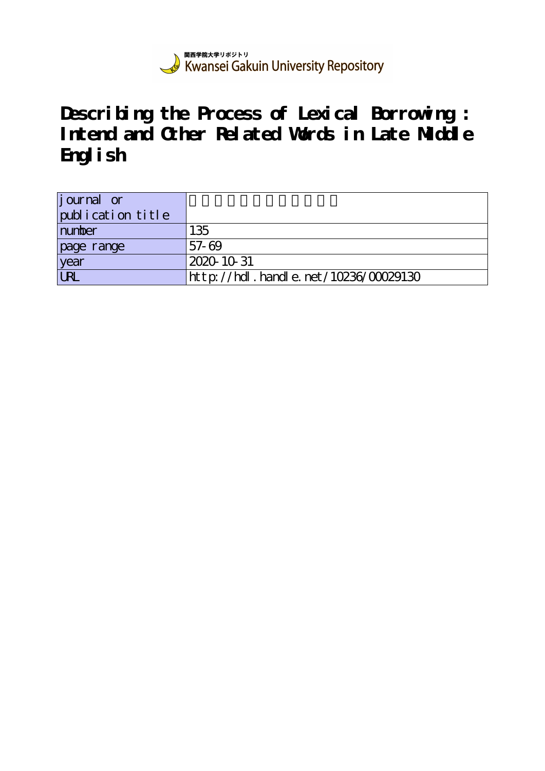関西学院大学リポジトリ
Kwansei Gakuin University Repository

# Describing the Process of Lexical Borrowing : Intend and Other Related Words in Late Middle English

| journal or publication title | |
|---|---|
| number | 135 |
| page range | 57-69 |
| year | 2020-10-31 |
| URL | http://hdl.handle.net/10236/00029130 |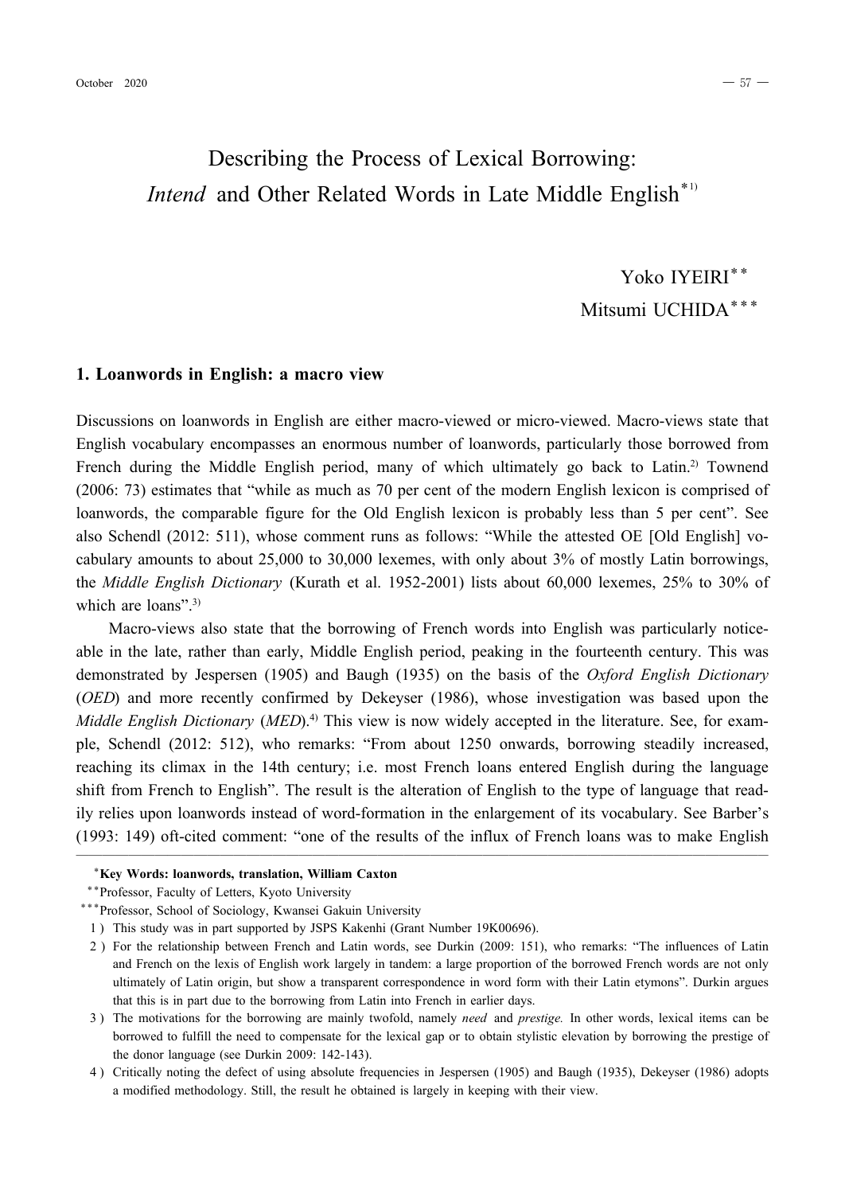# Describing the Process of Lexical Borrowing: *Intend* and Other Related Words in Late Middle English*[1)]

Yoko IYEIRI**

Mitsumi UCHIDA***

## 1. Loanwords in English: a macro view

Discussions on loanwords in English are either macro-viewed or micro-viewed. Macro-views state that English vocabulary encompasses an enormous number of loanwords, particularly those borrowed from French during the Middle English period, many of which ultimately go back to Latin.[2)] Townend (2006: 73) estimates that "while as much as 70 per cent of the modern English lexicon is comprised of loanwords, the comparable figure for the Old English lexicon is probably less than 5 per cent". See also Schendl (2012: 511), whose comment runs as follows: "While the attested OE [Old English] vocabulary amounts to about 25,000 to 30,000 lexemes, with only about 3% of mostly Latin borrowings, the *Middle English Dictionary* (Kurath et al. 1952-2001) lists about 60,000 lexemes, 25% to 30% of which are loans".[3)]

Macro-views also state that the borrowing of French words into English was particularly noticeable in the late, rather than early, Middle English period, peaking in the fourteenth century. This was demonstrated by Jespersen (1905) and Baugh (1935) on the basis of the *Oxford English Dictionary* (*OED*) and more recently confirmed by Dekeyser (1986), whose investigation was based upon the *Middle English Dictionary* (*MED*).[4)] This view is now widely accepted in the literature. See, for example, Schendl (2012: 512), who remarks: "From about 1250 onwards, borrowing steadily increased, reaching its climax in the 14th century; i.e. most French loans entered English during the language shift from French to English". The result is the alteration of English to the type of language that readily relies upon loanwords instead of word-formation in the enlargement of its vocabulary. See Barber's (1993: 149) oft-cited comment: "one of the results of the influx of French loans was to make English

---

*Key Words: loanwords, translation, William Caxton

**Professor, Faculty of Letters, Kyoto University

***Professor, School of Sociology, Kwansei Gakuin University

1 ) This study was in part supported by JSPS Kakenhi (Grant Number 19K00696).

2 ) For the relationship between French and Latin words, see Durkin (2009: 151), who remarks: "The influences of Latin and French on the lexis of English work largely in tandem: a large proportion of the borrowed French words are not only ultimately of Latin origin, but show a transparent correspondence in word form with their Latin etymons". Durkin argues that this is in part due to the borrowing from Latin into French in earlier days.

3 ) The motivations for the borrowing are mainly twofold, namely *need* and *prestige.* In other words, lexical items can be borrowed to fulfill the need to compensate for the lexical gap or to obtain stylistic elevation by borrowing the prestige of the donor language (see Durkin 2009: 142-143).

4 ) Critically noting the defect of using absolute frequencies in Jespersen (1905) and Baugh (1935), Dekeyser (1986) adopts a modified methodology. Still, the result he obtained is largely in keeping with their view.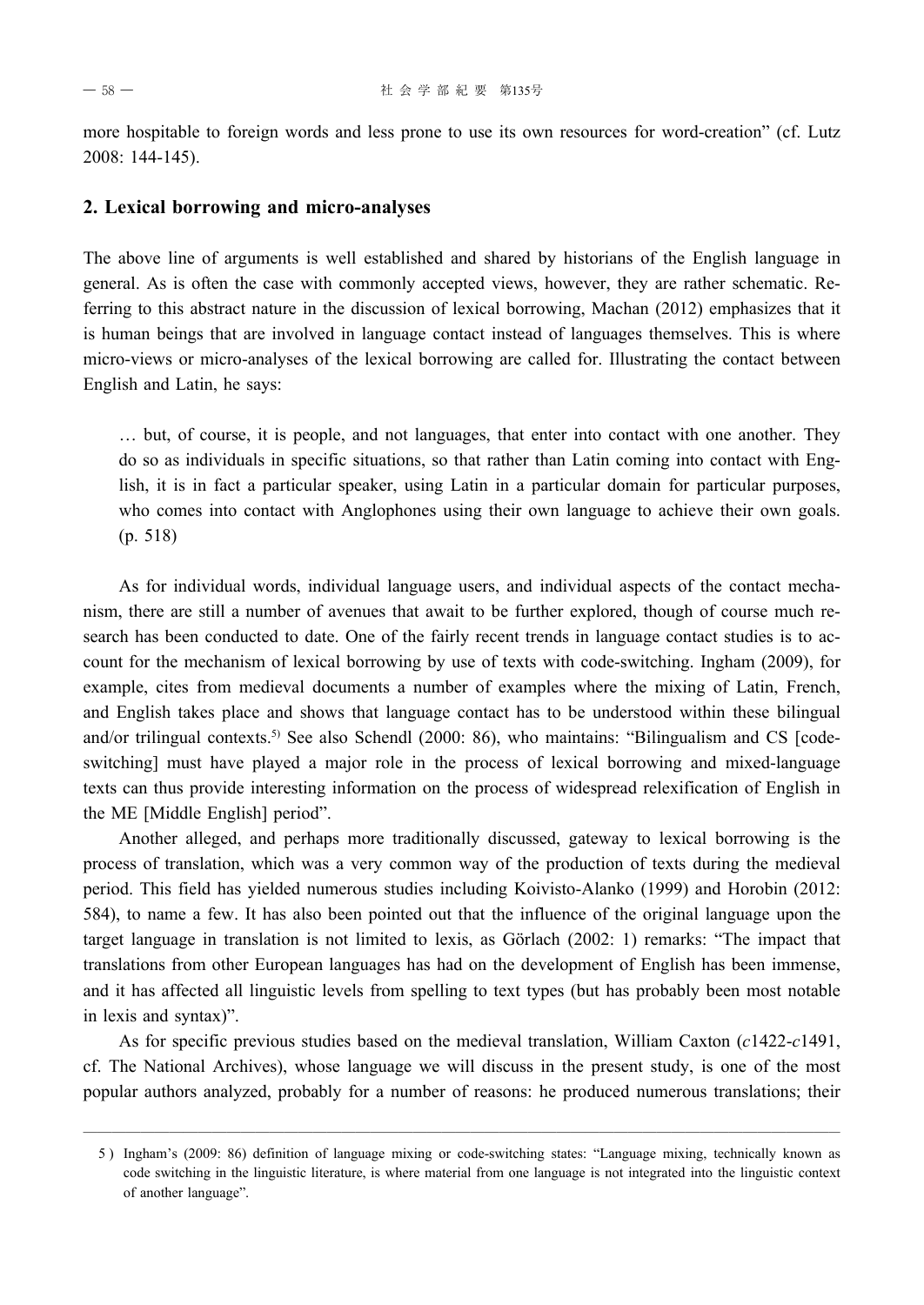more hospitable to foreign words and less prone to use its own resources for word-creation" (cf. Lutz 2008: 144-145).

## 2. Lexical borrowing and micro-analyses

The above line of arguments is well established and shared by historians of the English language in general. As is often the case with commonly accepted views, however, they are rather schematic. Referring to this abstract nature in the discussion of lexical borrowing, Machan (2012) emphasizes that it is human beings that are involved in language contact instead of languages themselves. This is where micro-views or micro-analyses of the lexical borrowing are called for. Illustrating the contact between English and Latin, he says:

> … but, of course, it is people, and not languages, that enter into contact with one another. They do so as individuals in specific situations, so that rather than Latin coming into contact with English, it is in fact a particular speaker, using Latin in a particular domain for particular purposes, who comes into contact with Anglophones using their own language to achieve their own goals. (p. 518)

As for individual words, individual language users, and individual aspects of the contact mechanism, there are still a number of avenues that await to be further explored, though of course much research has been conducted to date. One of the fairly recent trends in language contact studies is to account for the mechanism of lexical borrowing by use of texts with code-switching. Ingham (2009), for example, cites from medieval documents a number of examples where the mixing of Latin, French, and English takes place and shows that language contact has to be understood within these bilingual and/or trilingual contexts.[5] See also Schendl (2000: 86), who maintains: "Bilingualism and CS [code-switching] must have played a major role in the process of lexical borrowing and mixed-language texts can thus provide interesting information on the process of widespread relexification of English in the ME [Middle English] period".

Another alleged, and perhaps more traditionally discussed, gateway to lexical borrowing is the process of translation, which was a very common way of the production of texts during the medieval period. This field has yielded numerous studies including Koivisto-Alanko (1999) and Horobin (2012: 584), to name a few. It has also been pointed out that the influence of the original language upon the target language in translation is not limited to lexis, as Görlach (2002: 1) remarks: "The impact that translations from other European languages has had on the development of English has been immense, and it has affected all linguistic levels from spelling to text types (but has probably been most notable in lexis and syntax)".

As for specific previous studies based on the medieval translation, William Caxton (*c*1422-*c*1491, cf. The National Archives), whose language we will discuss in the present study, is one of the most popular authors analyzed, probably for a number of reasons: he produced numerous translations; their

---

5) Ingham's (2009: 86) definition of language mixing or code-switching states: "Language mixing, technically known as code switching in the linguistic literature, is where material from one language is not integrated into the linguistic context of another language".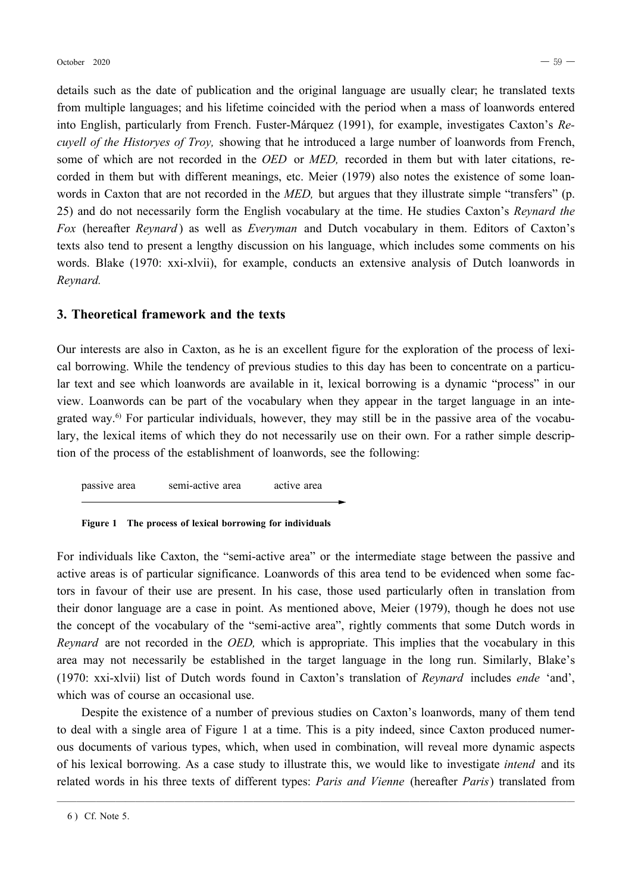details such as the date of publication and the original language are usually clear; he translated texts from multiple languages; and his lifetime coincided with the period when a mass of loanwords entered into English, particularly from French. Fuster-Márquez (1991), for example, investigates Caxton's *Recuyell of the Historyes of Troy,* showing that he introduced a large number of loanwords from French, some of which are not recorded in the *OED* or *MED,* recorded in them but with later citations, recorded in them but with different meanings, etc. Meier (1979) also notes the existence of some loanwords in Caxton that are not recorded in the *MED,* but argues that they illustrate simple "transfers" (p. 25) and do not necessarily form the English vocabulary at the time. He studies Caxton's *Reynard the Fox* (hereafter *Reynard*) as well as *Everyman* and Dutch vocabulary in them. Editors of Caxton's texts also tend to present a lengthy discussion on his language, which includes some comments on his words. Blake (1970: xxi-xlvii), for example, conducts an extensive analysis of Dutch loanwords in *Reynard.*

## 3. Theoretical framework and the texts

Our interests are also in Caxton, as he is an excellent figure for the exploration of the process of lexical borrowing. While the tendency of previous studies to this day has been to concentrate on a particular text and see which loanwords are available in it, lexical borrowing is a dynamic "process" in our view. Loanwords can be part of the vocabulary when they appear in the target language in an integrated way.[6] For particular individuals, however, they may still be in the passive area of the vocabulary, the lexical items of which they do not necessarily use on their own. For a rather simple description of the process of the establishment of loanwords, see the following:

passive area → semi-active area → active area

**Figure 1 The process of lexical borrowing for individuals**

For individuals like Caxton, the "semi-active area" or the intermediate stage between the passive and active areas is of particular significance. Loanwords of this area tend to be evidenced when some factors in favour of their use are present. In his case, those used particularly often in translation from their donor language are a case in point. As mentioned above, Meier (1979), though he does not use the concept of the vocabulary of the "semi-active area", rightly comments that some Dutch words in *Reynard* are not recorded in the *OED,* which is appropriate. This implies that the vocabulary in this area may not necessarily be established in the target language in the long run. Similarly, Blake's (1970: xxi-xlvii) list of Dutch words found in Caxton's translation of *Reynard* includes *ende* 'and', which was of course an occasional use.

Despite the existence of a number of previous studies on Caxton's loanwords, many of them tend to deal with a single area of Figure 1 at a time. This is a pity indeed, since Caxton produced numerous documents of various types, which, when used in combination, will reveal more dynamic aspects of his lexical borrowing. As a case study to illustrate this, we would like to investigate *intend* and its related words in his three texts of different types: *Paris and Vienne* (hereafter *Paris*) translated from

---

6 ) Cf. Note 5.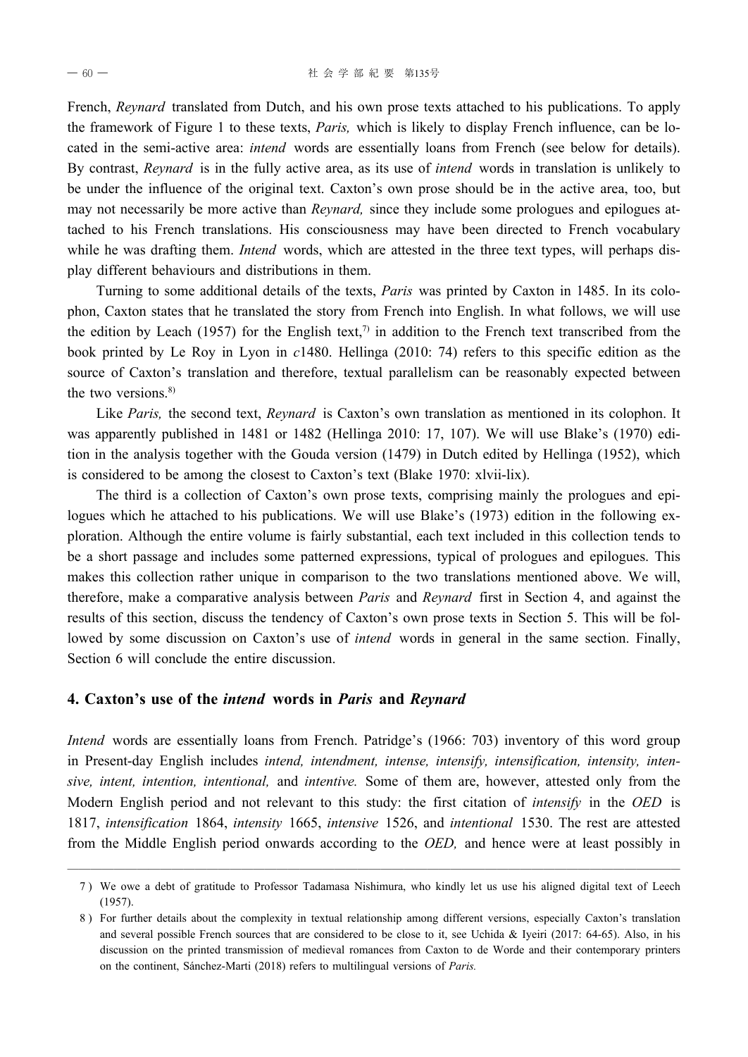French, *Reynard* translated from Dutch, and his own prose texts attached to his publications. To apply the framework of Figure 1 to these texts, *Paris,* which is likely to display French influence, can be located in the semi-active area: *intend* words are essentially loans from French (see below for details). By contrast, *Reynard* is in the fully active area, as its use of *intend* words in translation is unlikely to be under the influence of the original text. Caxton's own prose should be in the active area, too, but may not necessarily be more active than *Reynard,* since they include some prologues and epilogues attached to his French translations. His consciousness may have been directed to French vocabulary while he was drafting them. *Intend* words, which are attested in the three text types, will perhaps display different behaviours and distributions in them.

Turning to some additional details of the texts, *Paris* was printed by Caxton in 1485. In its colophon, Caxton states that he translated the story from French into English. In what follows, we will use the edition by Leach (1957) for the English text,[7] in addition to the French text transcribed from the book printed by Le Roy in Lyon in *c*1480. Hellinga (2010: 74) refers to this specific edition as the source of Caxton's translation and therefore, textual parallelism can be reasonably expected between the two versions.[8]

Like *Paris,* the second text, *Reynard* is Caxton's own translation as mentioned in its colophon. It was apparently published in 1481 or 1482 (Hellinga 2010: 17, 107). We will use Blake's (1970) edition in the analysis together with the Gouda version (1479) in Dutch edited by Hellinga (1952), which is considered to be among the closest to Caxton's text (Blake 1970: xlvii-lix).

The third is a collection of Caxton's own prose texts, comprising mainly the prologues and epilogues which he attached to his publications. We will use Blake's (1973) edition in the following exploration. Although the entire volume is fairly substantial, each text included in this collection tends to be a short passage and includes some patterned expressions, typical of prologues and epilogues. This makes this collection rather unique in comparison to the two translations mentioned above. We will, therefore, make a comparative analysis between *Paris* and *Reynard* first in Section 4, and against the results of this section, discuss the tendency of Caxton's own prose texts in Section 5. This will be followed by some discussion on Caxton's use of *intend* words in general in the same section. Finally, Section 6 will conclude the entire discussion.

## 4. Caxton's use of the *intend* words in *Paris* and *Reynard*

*Intend* words are essentially loans from French. Patridge's (1966: 703) inventory of this word group in Present-day English includes *intend, intendment, intense, intensify, intensification, intensity, intensive, intent, intention, intentional,* and *intentive.* Some of them are, however, attested only from the Modern English period and not relevant to this study: the first citation of *intensify* in the *OED* is 1817, *intensification* 1864, *intensity* 1665, *intensive* 1526, and *intentional* 1530. The rest are attested from the Middle English period onwards according to the *OED,* and hence were at least possibly in

---

7 ) We owe a debt of gratitude to Professor Tadamasa Nishimura, who kindly let us use his aligned digital text of Leech (1957).

8 ) For further details about the complexity in textual relationship among different versions, especially Caxton's translation and several possible French sources that are considered to be close to it, see Uchida & Iyeiri (2017: 64-65). Also, in his discussion on the printed transmission of medieval romances from Caxton to de Worde and their contemporary printers on the continent, Sánchez-Marti (2018) refers to multilingual versions of *Paris.*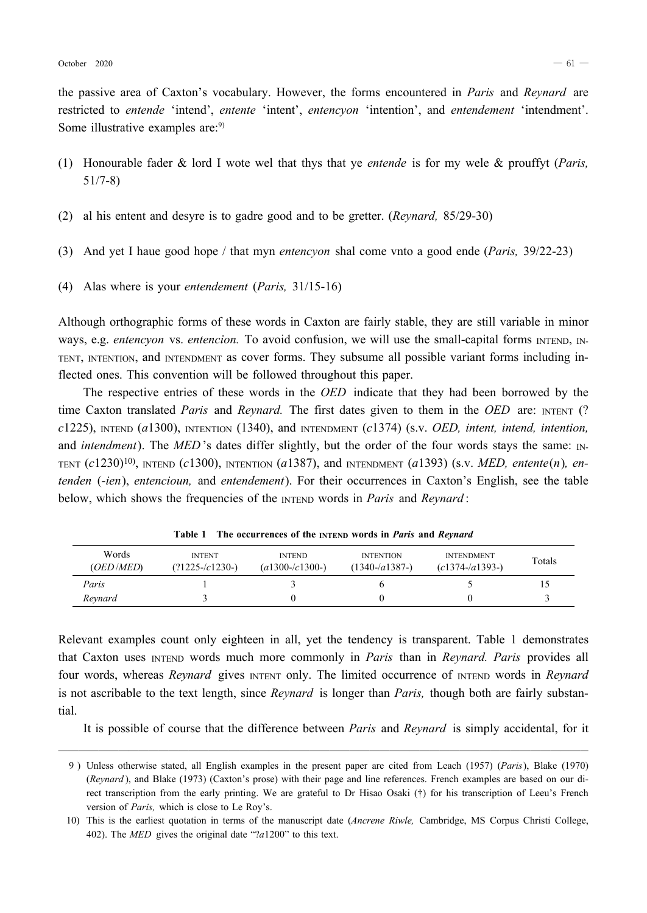the passive area of Caxton's vocabulary. However, the forms encountered in *Paris* and *Reynard* are restricted to *entende* 'intend', *entente* 'intent', *entencyon* 'intention', and *entendement* 'intendment'. Some illustrative examples are:[9)]

(1) Honourable fader & lord I wote wel that thys that ye *entende* is for my wele & prouffyt (*Paris,* 51/7-8)

(2) al his entent and desyre is to gadre good and to be gretter. (*Reynard,* 85/29-30)

(3) And yet I haue good hope / that myn *entencyon* shal come vnto a good ende (*Paris,* 39/22-23)

(4) Alas where is your *entendement* (*Paris,* 31/15-16)

Although orthographic forms of these words in Caxton are fairly stable, they are still variable in minor ways, e.g. *entencyon* vs. *entencion.* To avoid confusion, we will use the small-capital forms INTEND, INTENT, INTENTION, and INTENDMENT as cover forms. They subsume all possible variant forms including inflected ones. This convention will be followed throughout this paper.

The respective entries of these words in the *OED* indicate that they had been borrowed by the time Caxton translated *Paris* and *Reynard.* The first dates given to them in the *OED* are: INTENT (?*c*1225), INTEND (*a*1300), INTENTION (1340), and INTENDMENT (*c*1374) (s.v. *OED, intent, intend, intention,* and *intendment*). The *MED*'s dates differ slightly, but the order of the four words stays the same: INTENT (*c*1230)[10)], INTEND (*c*1300), INTENTION (*a*1387), and INTENDMENT (*a*1393) (s.v. *MED, entente*(*n*)*, entenden* (*-ien*), *entencioun,* and *entendement*). For their occurrences in Caxton's English, see the table below, which shows the frequencies of the INTEND words in *Paris* and *Reynard*:

**Table 1 The occurrences of the INTEND words in *Paris* and *Reynard***

| Words (*OED*/*MED*) | INTENT (?1225-/*c*1230-) | INTEND (*a*1300-/*c*1300-) | INTENTION (1340-/*a*1387-) | INTENDMENT (*c*1374-/*a*1393-) | Totals |
|---|---|---|---|---|---|
| *Paris* | 1 | 3 | 6 | 5 | 15 |
| *Reynard* | 3 | 0 | 0 | 0 | 3 |

Relevant examples count only eighteen in all, yet the tendency is transparent. Table 1 demonstrates that Caxton uses INTEND words much more commonly in *Paris* than in *Reynard. Paris* provides all four words, whereas *Reynard* gives INTENT only. The limited occurrence of INTEND words in *Reynard* is not ascribable to the text length, since *Reynard* is longer than *Paris,* though both are fairly substantial.

It is possible of course that the difference between *Paris* and *Reynard* is simply accidental, for it

---

9 ) Unless otherwise stated, all English examples in the present paper are cited from Leach (1957) (*Paris*), Blake (1970) (*Reynard*), and Blake (1973) (Caxton's prose) with their page and line references. French examples are based on our direct transcription from the early printing. We are grateful to Dr Hisao Osaki (†) for his transcription of Leeu's French version of *Paris,* which is close to Le Roy's.

10) This is the earliest quotation in terms of the manuscript date (*Ancrene Riwle,* Cambridge, MS Corpus Christi College, 402). The *MED* gives the original date "?*a*1200" to this text.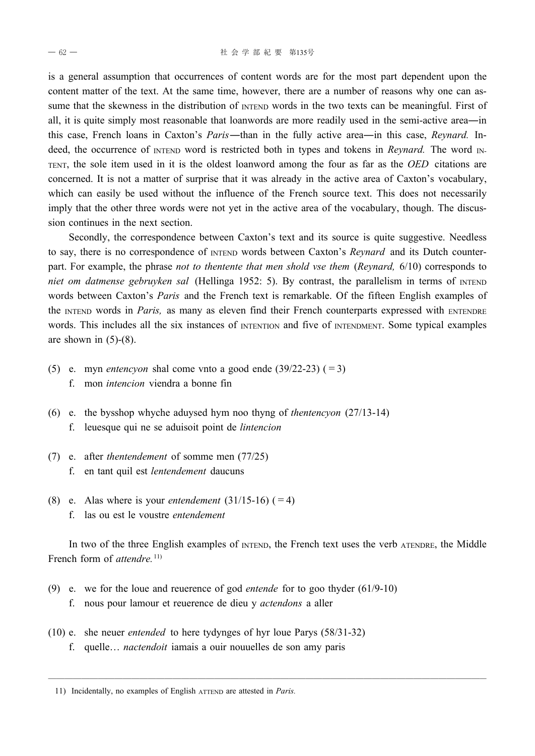is a general assumption that occurrences of content words are for the most part dependent upon the content matter of the text. At the same time, however, there are a number of reasons why one can assume that the skewness in the distribution of INTEND words in the two texts can be meaningful. First of all, it is quite simply most reasonable that loanwords are more readily used in the semi-active area―in this case, French loans in Caxton's *Paris*―than in the fully active area―in this case, *Reynard.* Indeed, the occurrence of INTEND word is restricted both in types and tokens in *Reynard.* The word INTENT, the sole item used in it is the oldest loanword among the four as far as the *OED* citations are concerned. It is not a matter of surprise that it was already in the active area of Caxton's vocabulary, which can easily be used without the influence of the French source text. This does not necessarily imply that the other three words were not yet in the active area of the vocabulary, though. The discussion continues in the next section.

Secondly, the correspondence between Caxton's text and its source is quite suggestive. Needless to say, there is no correspondence of INTEND words between Caxton's *Reynard* and its Dutch counterpart. For example, the phrase *not to thentente that men shold vse them* (*Reynard,* 6/10) corresponds to *niet om datmense gebruyken sal* (Hellinga 1952: 5). By contrast, the parallelism in terms of INTEND words between Caxton's *Paris* and the French text is remarkable. Of the fifteen English examples of the INTEND words in *Paris,* as many as eleven find their French counterparts expressed with ENTENDRE words. This includes all the six instances of INTENTION and five of INTENDMENT. Some typical examples are shown in (5)-(8).

(5) e. myn *entencyon* shal come vnto a good ende (39/22-23) (=3)
    f. mon *intencion* viendra a bonne fin

(6) e. the bysshop whyche aduysed hym noo thyng of *thentencyon* (27/13-14)
    f. leuesque qui ne se aduisoit point de *lintencion*

(7) e. after *thentendement* of somme men (77/25)
    f. en tant quil est *lentendement* daucuns

(8) e. Alas where is your *entendement* (31/15-16) (=4)
    f. las ou est le voustre *entendement*

In two of the three English examples of INTEND, the French text uses the verb ATENDRE, the Middle French form of *attendre.*[11]

(9) e. we for the loue and reuerence of god *entende* for to goo thyder (61/9-10)
    f. nous pour lamour et reuerence de dieu y *actendons* a aller

(10) e. she neuer *entended* to here tydynges of hyr loue Parys (58/31-32)
    f. quelle… *nactendoit* iamais a ouir nouuelles de son amy paris

---

11) Incidentally, no examples of English ATTEND are attested in *Paris.*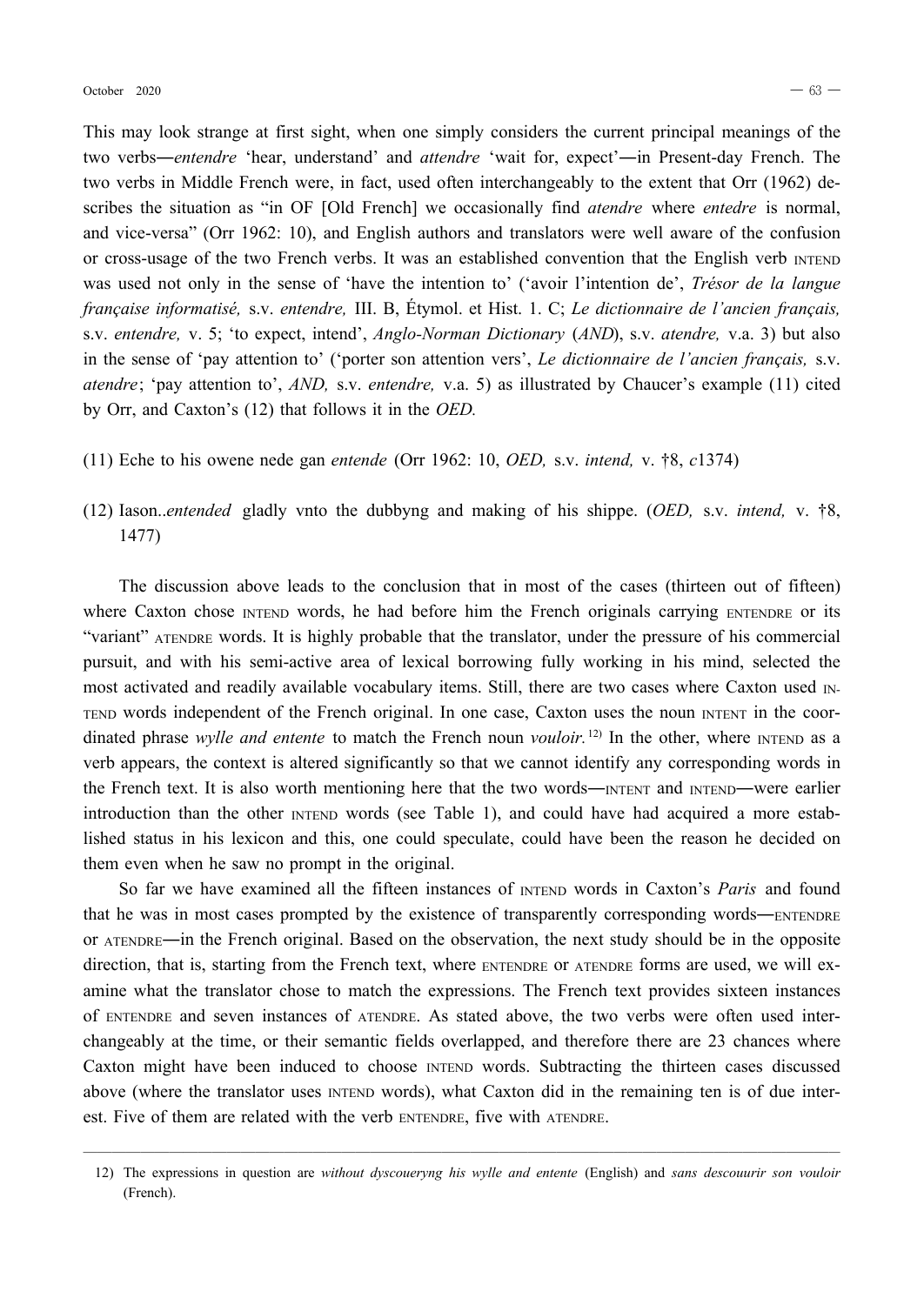This may look strange at first sight, when one simply considers the current principal meanings of the two verbs―*entendre* 'hear, understand' and *attendre* 'wait for, expect'―in Present-day French. The two verbs in Middle French were, in fact, used often interchangeably to the extent that Orr (1962) describes the situation as "in OF [Old French] we occasionally find *atendre* where *entedre* is normal, and vice-versa" (Orr 1962: 10), and English authors and translators were well aware of the confusion or cross-usage of the two French verbs. It was an established convention that the English verb INTEND was used not only in the sense of 'have the intention to' ('avoir l'intention de', *Trésor de la langue française informatisé,* s.v. *entendre,* III. B, Étymol. et Hist. 1. C; *Le dictionnaire de l'ancien français,* s.v. *entendre,* v. 5; 'to expect, intend', *Anglo-Norman Dictionary* (*AND*), s.v. *atendre,* v.a. 3) but also in the sense of 'pay attention to' ('porter son attention vers', *Le dictionnaire de l'ancien français,* s.v. *atendre*; 'pay attention to', *AND,* s.v. *entendre,* v.a. 5) as illustrated by Chaucer's example (11) cited by Orr, and Caxton's (12) that follows it in the *OED.*

(11) Eche to his owene nede gan *entende* (Orr 1962: 10, *OED,* s.v. *intend,* v. †8, *c*1374)

(12) Iason..*entended* gladly vnto the dubbyng and making of his shippe. (*OED,* s.v. *intend,* v. †8, 1477)

The discussion above leads to the conclusion that in most of the cases (thirteen out of fifteen) where Caxton chose INTEND words, he had before him the French originals carrying ENTENDRE or its "variant" ATENDRE words. It is highly probable that the translator, under the pressure of his commercial pursuit, and with his semi-active area of lexical borrowing fully working in his mind, selected the most activated and readily available vocabulary items. Still, there are two cases where Caxton used INTEND words independent of the French original. In one case, Caxton uses the noun INTENT in the coordinated phrase *wylle and entente* to match the French noun *vouloir.*[12] In the other, where INTEND as a verb appears, the context is altered significantly so that we cannot identify any corresponding words in the French text. It is also worth mentioning here that the two words―INTENT and INTEND―were earlier introduction than the other INTEND words (see Table 1), and could have had acquired a more established status in his lexicon and this, one could speculate, could have been the reason he decided on them even when he saw no prompt in the original.

So far we have examined all the fifteen instances of INTEND words in Caxton's *Paris* and found that he was in most cases prompted by the existence of transparently corresponding words―ENTENDRE or ATENDRE―in the French original. Based on the observation, the next study should be in the opposite direction, that is, starting from the French text, where ENTENDRE or ATENDRE forms are used, we will examine what the translator chose to match the expressions. The French text provides sixteen instances of ENTENDRE and seven instances of ATENDRE. As stated above, the two verbs were often used interchangeably at the time, or their semantic fields overlapped, and therefore there are 23 chances where Caxton might have been induced to choose INTEND words. Subtracting the thirteen cases discussed above (where the translator uses INTEND words), what Caxton did in the remaining ten is of due interest. Five of them are related with the verb ENTENDRE, five with ATENDRE.

---

12) The expressions in question are *without dyscoueryng his wylle and entente* (English) and *sans descouurir son vouloir* (French).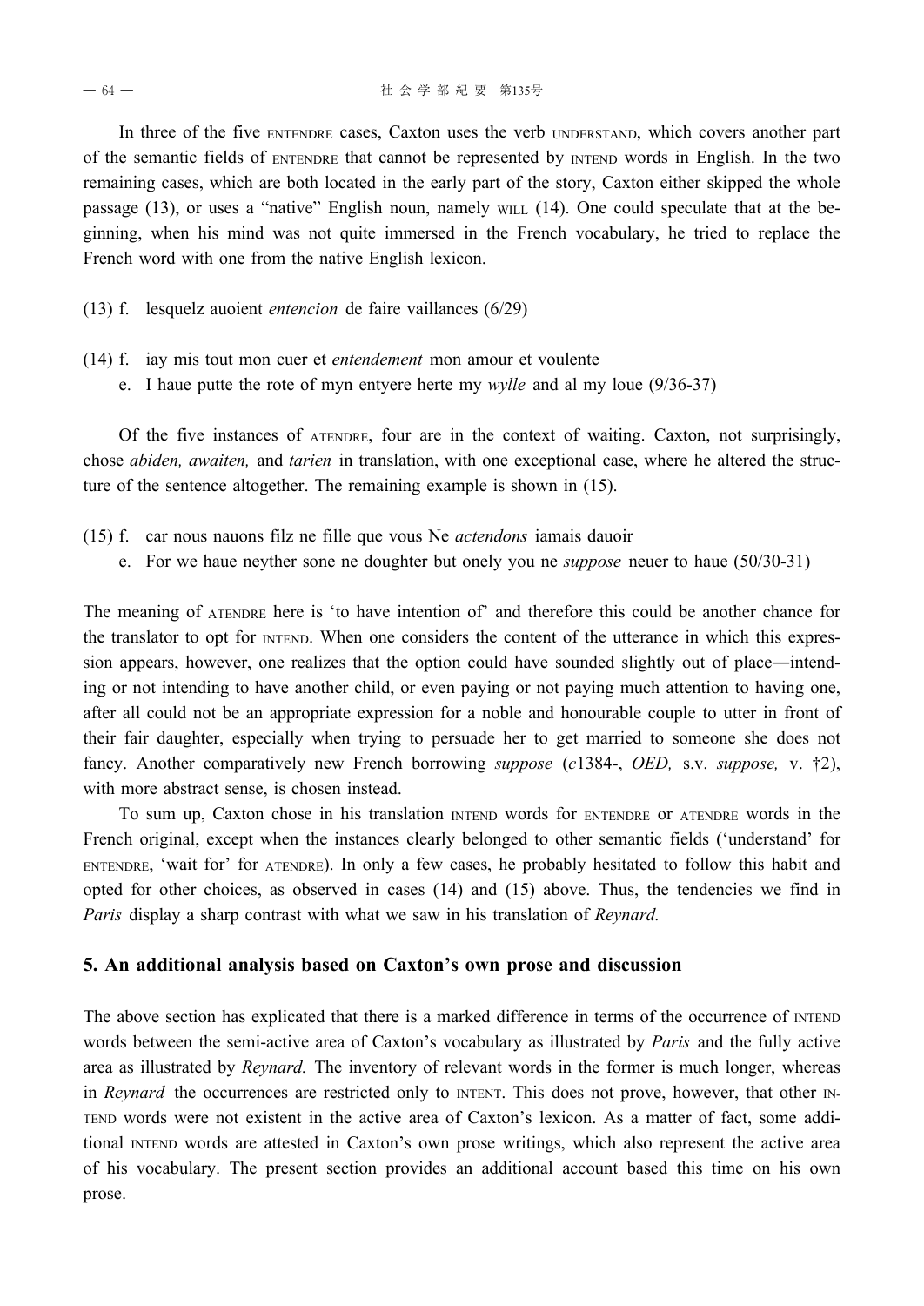In three of the five ENTENDRE cases, Caxton uses the verb UNDERSTAND, which covers another part of the semantic fields of ENTENDRE that cannot be represented by INTEND words in English. In the two remaining cases, which are both located in the early part of the story, Caxton either skipped the whole passage (13), or uses a "native" English noun, namely WILL (14). One could speculate that at the beginning, when his mind was not quite immersed in the French vocabulary, he tried to replace the French word with one from the native English lexicon.

(13) f. lesquelz auoient *entencion* de faire vaillances (6/29)

(14) f. iay mis tout mon cuer et *entendement* mon amour et voulente
e. I haue putte the rote of myn entyere herte my *wylle* and al my loue (9/36-37)

Of the five instances of ATENDRE, four are in the context of waiting. Caxton, not surprisingly, chose *abiden, awaiten,* and *tarien* in translation, with one exceptional case, where he altered the structure of the sentence altogether. The remaining example is shown in (15).

(15) f. car nous nauons filz ne fille que vous Ne *actendons* iamais dauoir
e. For we haue neyther sone ne doughter but onely you ne *suppose* neuer to haue (50/30-31)

The meaning of ATENDRE here is 'to have intention of' and therefore this could be another chance for the translator to opt for INTEND. When one considers the content of the utterance in which this expression appears, however, one realizes that the option could have sounded slightly out of place—intending or not intending to have another child, or even paying or not paying much attention to having one, after all could not be an appropriate expression for a noble and honourable couple to utter in front of their fair daughter, especially when trying to persuade her to get married to someone she does not fancy. Another comparatively new French borrowing *suppose* (*c*1384-, *OED,* s.v. *suppose,* v. †2), with more abstract sense, is chosen instead.

To sum up, Caxton chose in his translation INTEND words for ENTENDRE or ATENDRE words in the French original, except when the instances clearly belonged to other semantic fields ('understand' for ENTENDRE, 'wait for' for ATENDRE). In only a few cases, he probably hesitated to follow this habit and opted for other choices, as observed in cases (14) and (15) above. Thus, the tendencies we find in *Paris* display a sharp contrast with what we saw in his translation of *Reynard.*

## 5. An additional analysis based on Caxton's own prose and discussion

The above section has explicated that there is a marked difference in terms of the occurrence of INTEND words between the semi-active area of Caxton's vocabulary as illustrated by *Paris* and the fully active area as illustrated by *Reynard.* The inventory of relevant words in the former is much longer, whereas in *Reynard* the occurrences are restricted only to INTENT. This does not prove, however, that other INTEND words were not existent in the active area of Caxton's lexicon. As a matter of fact, some additional INTEND words are attested in Caxton's own prose writings, which also represent the active area of his vocabulary. The present section provides an additional account based this time on his own prose.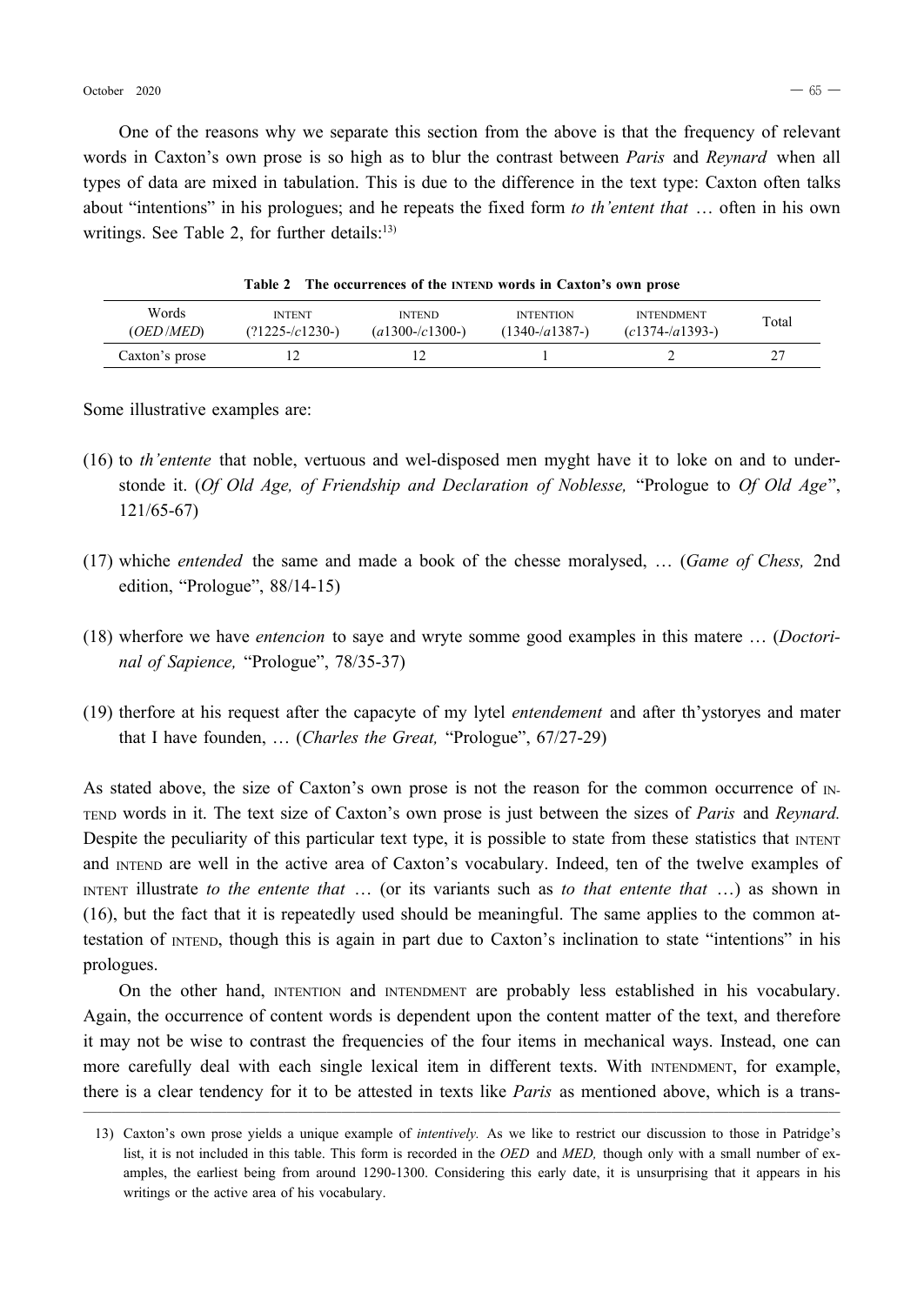One of the reasons why we separate this section from the above is that the frequency of relevant words in Caxton's own prose is so high as to blur the contrast between *Paris* and *Reynard* when all types of data are mixed in tabulation. This is due to the difference in the text type: Caxton often talks about "intentions" in his prologues; and he repeats the fixed form *to th'entent that* … often in his own writings. See Table 2, for further details:[13)]

**Table 2 The occurrences of the INTEND words in Caxton's own prose**

| Words (*OED*/*MED*) | INTENT (?1225-/*c*1230-) | INTEND (*a*1300-/*c*1300-) | INTENTION (1340-/*a*1387-) | INTENDMENT (*c*1374-/*a*1393-) | Total |
|---|---|---|---|---|---|
| Caxton's prose | 12 | 12 | 1 | 2 | 27 |

Some illustrative examples are:

(16) to *th'entente* that noble, vertuous and wel-disposed men myght have it to loke on and to understonde it. (*Of Old Age, of Friendship and Declaration of Noblesse,* "Prologue to *Of Old Age*", 121/65-67)

(17) whiche *entended* the same and made a book of the chesse moralysed, … (*Game of Chess,* 2nd edition, "Prologue", 88/14-15)

(18) wherfore we have *entencion* to saye and wryte somme good examples in this matere … (*Doctorinal of Sapience,* "Prologue", 78/35-37)

(19) therfore at his request after the capacyte of my lytel *entendement* and after th'ystoryes and mater that I have founden, … (*Charles the Great,* "Prologue", 67/27-29)

As stated above, the size of Caxton's own prose is not the reason for the common occurrence of INTEND words in it. The text size of Caxton's own prose is just between the sizes of *Paris* and *Reynard.* Despite the peculiarity of this particular text type, it is possible to state from these statistics that INTENT and INTEND are well in the active area of Caxton's vocabulary. Indeed, ten of the twelve examples of INTENT illustrate *to the entente that* … (or its variants such as *to that entente that* …) as shown in (16), but the fact that it is repeatedly used should be meaningful. The same applies to the common attestation of INTEND, though this is again in part due to Caxton's inclination to state "intentions" in his prologues.

On the other hand, INTENTION and INTENDMENT are probably less established in his vocabulary. Again, the occurrence of content words is dependent upon the content matter of the text, and therefore it may not be wise to contrast the frequencies of the four items in mechanical ways. Instead, one can more carefully deal with each single lexical item in different texts. With INTENDMENT, for example, there is a clear tendency for it to be attested in texts like *Paris* as mentioned above, which is a trans-

13) Caxton's own prose yields a unique example of *intentively.* As we like to restrict our discussion to those in Patridge's list, it is not included in this table. This form is recorded in the *OED* and *MED,* though only with a small number of examples, the earliest being from around 1290-1300. Considering this early date, it is unsurprising that it appears in his writings or the active area of his vocabulary.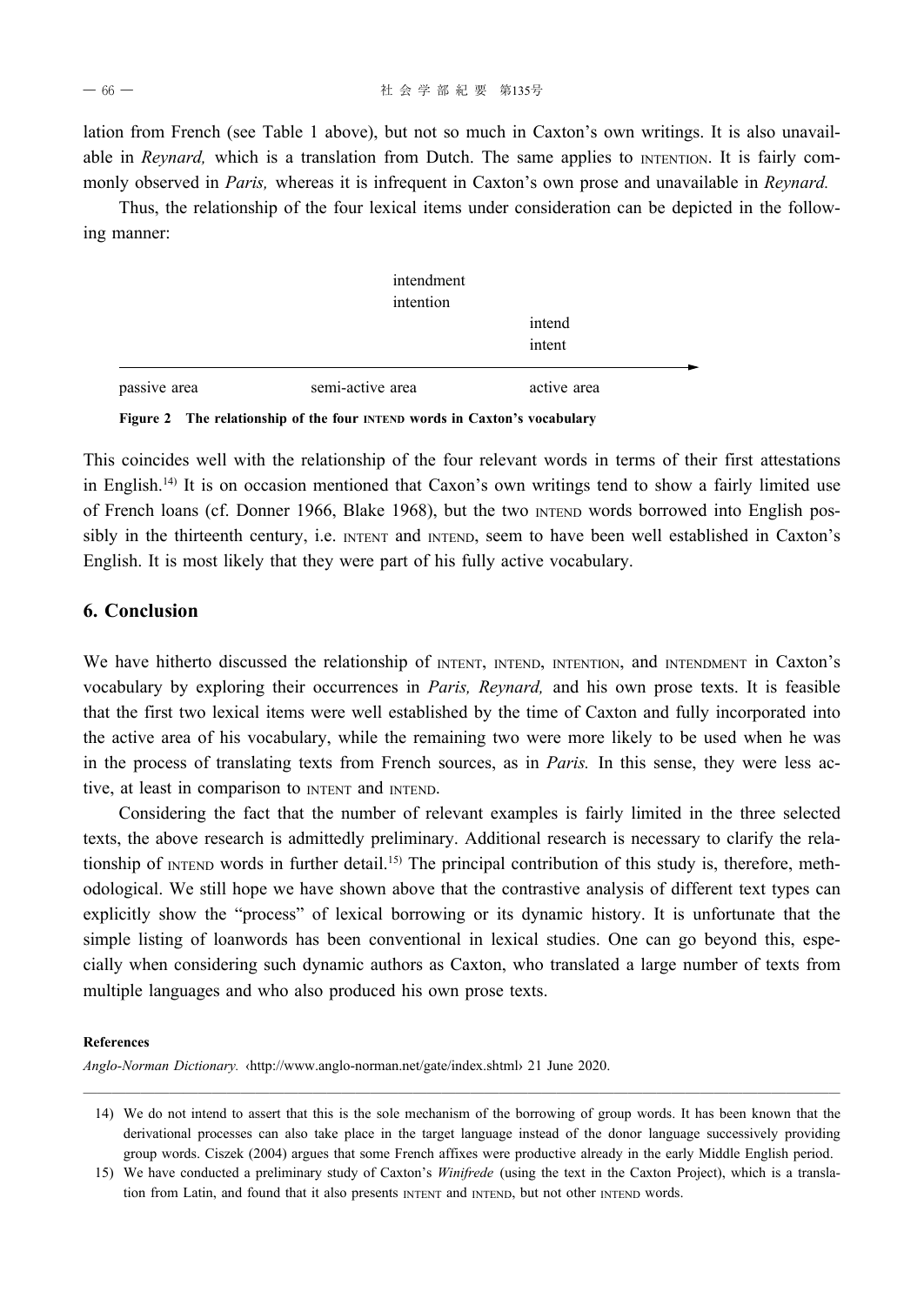lation from French (see Table 1 above), but not so much in Caxton's own writings. It is also unavailable in *Reynard,* which is a translation from Dutch. The same applies to INTENTION. It is fairly commonly observed in *Paris,* whereas it is infrequent in Caxton's own prose and unavailable in *Reynard.*

Thus, the relationship of the four lexical items under consideration can be depicted in the following manner:

| passive area | semi-active area | active area |
|---|---|---|
| | intendment<br>intention | |
| | | intend<br>intent |

**Figure 2 The relationship of the four INTEND words in Caxton's vocabulary**

This coincides well with the relationship of the four relevant words in terms of their first attestations in English.[14] It is on occasion mentioned that Caxon's own writings tend to show a fairly limited use of French loans (cf. Donner 1966, Blake 1968), but the two INTEND words borrowed into English possibly in the thirteenth century, i.e. INTENT and INTEND, seem to have been well established in Caxton's English. It is most likely that they were part of his fully active vocabulary.

## 6. Conclusion

We have hitherto discussed the relationship of INTENT, INTEND, INTENTION, and INTENDMENT in Caxton's vocabulary by exploring their occurrences in *Paris, Reynard,* and his own prose texts. It is feasible that the first two lexical items were well established by the time of Caxton and fully incorporated into the active area of his vocabulary, while the remaining two were more likely to be used when he was in the process of translating texts from French sources, as in *Paris.* In this sense, they were less active, at least in comparison to INTENT and INTEND.

Considering the fact that the number of relevant examples is fairly limited in the three selected texts, the above research is admittedly preliminary. Additional research is necessary to clarify the relationship of INTEND words in further detail.[15] The principal contribution of this study is, therefore, methodological. We still hope we have shown above that the contrastive analysis of different text types can explicitly show the "process" of lexical borrowing or its dynamic history. It is unfortunate that the simple listing of loanwords has been conventional in lexical studies. One can go beyond this, especially when considering such dynamic authors as Caxton, who translated a large number of texts from multiple languages and who also produced his own prose texts.

**References**

*Anglo-Norman Dictionary.* ‹http://www.anglo-norman.net/gate/index.shtml› 21 June 2020.

---

14) We do not intend to assert that this is the sole mechanism of the borrowing of group words. It has been known that the derivational processes can also take place in the target language instead of the donor language successively providing group words. Ciszek (2004) argues that some French affixes were productive already in the early Middle English period.

15) We have conducted a preliminary study of Caxton's *Winifrede* (using the text in the Caxton Project), which is a translation from Latin, and found that it also presents INTENT and INTEND, but not other INTEND words.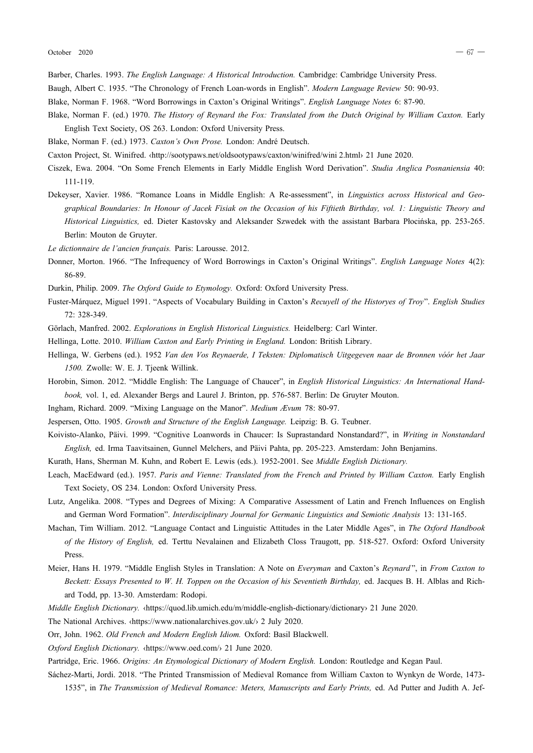Barber, Charles. 1993. *The English Language: A Historical Introduction.* Cambridge: Cambridge University Press.

Baugh, Albert C. 1935. "The Chronology of French Loan-words in English". *Modern Language Review* 50: 90-93.

Blake, Norman F. 1968. "Word Borrowings in Caxton's Original Writings". *English Language Notes* 6: 87-90.

Blake, Norman F. (ed.) 1970. *The History of Reynard the Fox: Translated from the Dutch Original by William Caxton.* Early English Text Society, OS 263. London: Oxford University Press.

Blake, Norman F. (ed.) 1973. *Caxton's Own Prose.* London: André Deutsch.

Caxton Project, St. Winifred. ‹http://sootypaws.net/oldsootypaws/caxton/winifred/wini 2.html› 21 June 2020.

Ciszek, Ewa. 2004. "On Some French Elements in Early Middle English Word Derivation". *Studia Anglica Posnaniensia* 40: 111-119.

Dekeyser, Xavier. 1986. "Romance Loans in Middle English: A Re-assessment", in *Linguistics across Historical and Geographical Boundaries: In Honour of Jacek Fisiak on the Occasion of his Fiftieth Birthday, vol. 1: Linguistic Theory and Historical Linguistics,* ed. Dieter Kastovsky and Aleksander Szwedek with the assistant Barbara Płocińska, pp. 253-265. Berlin: Mouton de Gruyter.

*Le dictionnaire de l'ancien français.* Paris: Larousse. 2012.

Donner, Morton. 1966. "The Infrequency of Word Borrowings in Caxton's Original Writings". *English Language Notes* 4(2): 86-89.

Durkin, Philip. 2009. *The Oxford Guide to Etymology.* Oxford: Oxford University Press.

Fuster-Márquez, Miguel 1991. "Aspects of Vocabulary Building in Caxton's *Recuyell of the Historyes of Troy*". *English Studies* 72: 328-349.

Görlach, Manfred. 2002. *Explorations in English Historical Linguistics.* Heidelberg: Carl Winter.

Hellinga, Lotte. 2010. *William Caxton and Early Printing in England.* London: British Library.

Hellinga, W. Gerbens (ed.). 1952 *Van den Vos Reynaerde, I Teksten: Diplomatisch Uitgegeven naar de Bronnen vóór het Jaar 1500.* Zwolle: W. E. J. Tjeenk Willink.

Horobin, Simon. 2012. "Middle English: The Language of Chaucer", in *English Historical Linguistics: An International Handbook,* vol. 1, ed. Alexander Bergs and Laurel J. Brinton, pp. 576-587. Berlin: De Gruyter Mouton.

Ingham, Richard. 2009. "Mixing Language on the Manor". *Medium Ævum* 78: 80-97.

Jespersen, Otto. 1905. *Growth and Structure of the English Language.* Leipzig: B. G. Teubner.

Koivisto-Alanko, Päivi. 1999. "Cognitive Loanwords in Chaucer: Is Suprastandard Nonstandard?", in *Writing in Nonstandard English,* ed. Irma Taavitsainen, Gunnel Melchers, and Päivi Pahta, pp. 205-223. Amsterdam: John Benjamins.

Kurath, Hans, Sherman M. Kuhn, and Robert E. Lewis (eds.). 1952-2001. See *Middle English Dictionary.*

Leach, MacEdward (ed.). 1957. *Paris and Vienne: Translated from the French and Printed by William Caxton.* Early English Text Society, OS 234. London: Oxford University Press.

Lutz, Angelika. 2008. "Types and Degrees of Mixing: A Comparative Assessment of Latin and French Influences on English and German Word Formation". *Interdisciplinary Journal for Germanic Linguistics and Semiotic Analysis* 13: 131-165.

Machan, Tim William. 2012. "Language Contact and Linguistic Attitudes in the Later Middle Ages", in *The Oxford Handbook of the History of English,* ed. Terttu Nevalainen and Elizabeth Closs Traugott, pp. 518-527. Oxford: Oxford University Press.

Meier, Hans H. 1979. "Middle English Styles in Translation: A Note on *Everyman* and Caxton's *Reynard*", in *From Caxton to Beckett: Essays Presented to W. H. Toppen on the Occasion of his Seventieth Birthday,* ed. Jacques B. H. Alblas and Richard Todd, pp. 13-30. Amsterdam: Rodopi.

*Middle English Dictionary.* ‹https://quod.lib.umich.edu/m/middle-english-dictionary/dictionary› 21 June 2020.

The National Archives. ‹https://www.nationalarchives.gov.uk/› 2 July 2020.

Orr, John. 1962. *Old French and Modern English Idiom.* Oxford: Basil Blackwell.

*Oxford English Dictionary.* ‹https://www.oed.com/› 21 June 2020.

Partridge, Eric. 1966. *Origins: An Etymological Dictionary of Modern English.* London: Routledge and Kegan Paul.

Sáchez-Marti, Jordi. 2018. "The Printed Transmission of Medieval Romance from William Caxton to Wynkyn de Worde, 1473-1535", in *The Transmission of Medieval Romance: Meters, Manuscripts and Early Prints,* ed. Ad Putter and Judith A. Jef-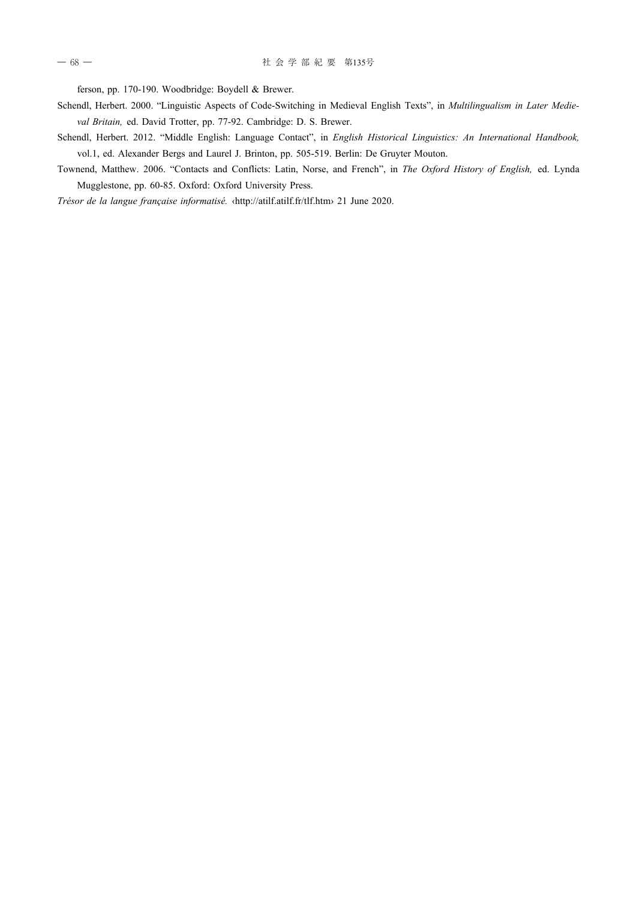ferson, pp. 170-190. Woodbridge: Boydell & Brewer.

Schendl, Herbert. 2000. “Linguistic Aspects of Code-Switching in Medieval English Texts”, in *Multilingualism in Later Medieval Britain,* ed. David Trotter, pp. 77-92. Cambridge: D. S. Brewer.

Schendl, Herbert. 2012. “Middle English: Language Contact”, in *English Historical Linguistics: An International Handbook,* vol.1, ed. Alexander Bergs and Laurel J. Brinton, pp. 505-519. Berlin: De Gruyter Mouton.

Townend, Matthew. 2006. “Contacts and Conflicts: Latin, Norse, and French”, in *The Oxford History of English,* ed. Lynda Mugglestone, pp. 60-85. Oxford: Oxford University Press.

*Trésor de la langue française informatisé.* ‹http://atilf.atilf.fr/tlf.htm› 21 June 2020.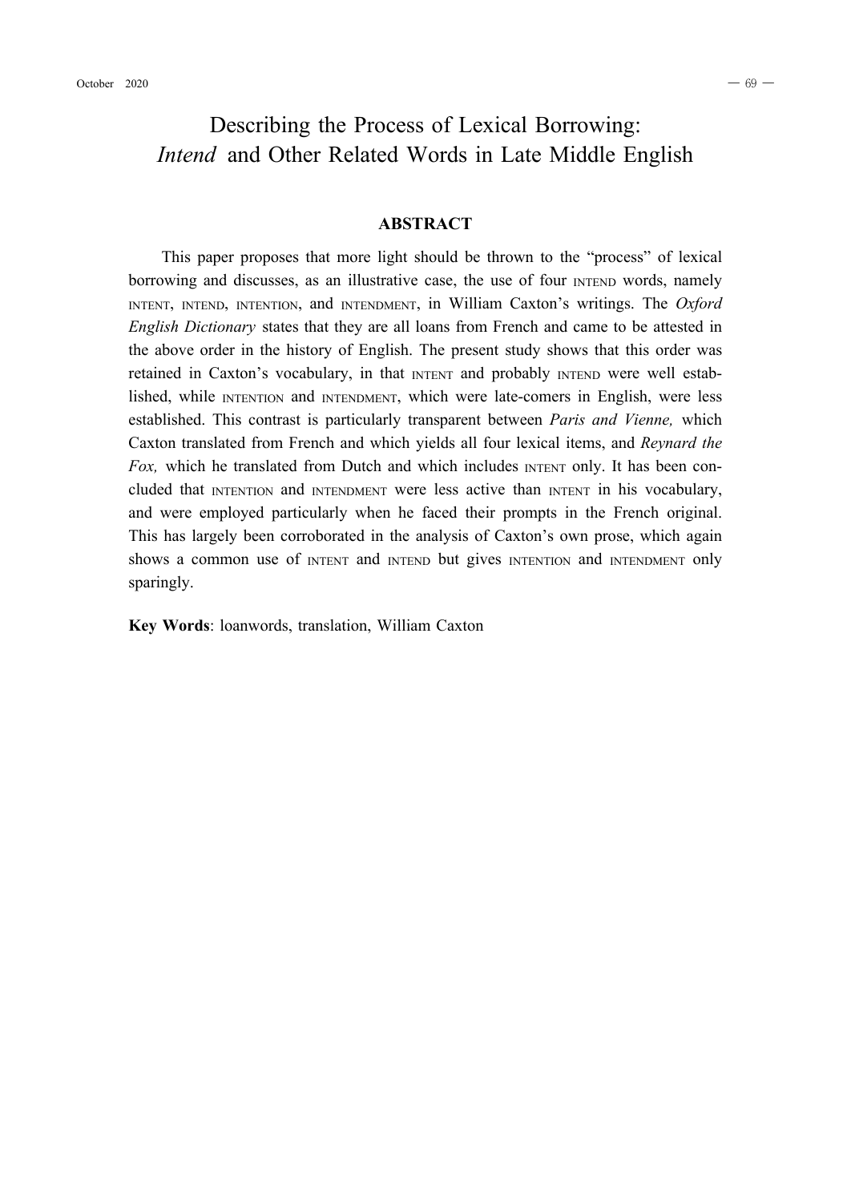# Describing the Process of Lexical Borrowing: *Intend* and Other Related Words in Late Middle English

## ABSTRACT

This paper proposes that more light should be thrown to the "process" of lexical borrowing and discusses, as an illustrative case, the use of four INTEND words, namely INTENT, INTEND, INTENTION, and INTENDMENT, in William Caxton's writings. The *Oxford English Dictionary* states that they are all loans from French and came to be attested in the above order in the history of English. The present study shows that this order was retained in Caxton's vocabulary, in that INTENT and probably INTEND were well established, while INTENTION and INTENDMENT, which were late-comers in English, were less established. This contrast is particularly transparent between *Paris and Vienne,* which Caxton translated from French and which yields all four lexical items, and *Reynard the Fox,* which he translated from Dutch and which includes INTENT only. It has been concluded that INTENTION and INTENDMENT were less active than INTENT in his vocabulary, and were employed particularly when he faced their prompts in the French original. This has largely been corroborated in the analysis of Caxton's own prose, which again shows a common use of INTENT and INTEND but gives INTENTION and INTENDMENT only sparingly.

**Key Words**: loanwords, translation, William Caxton